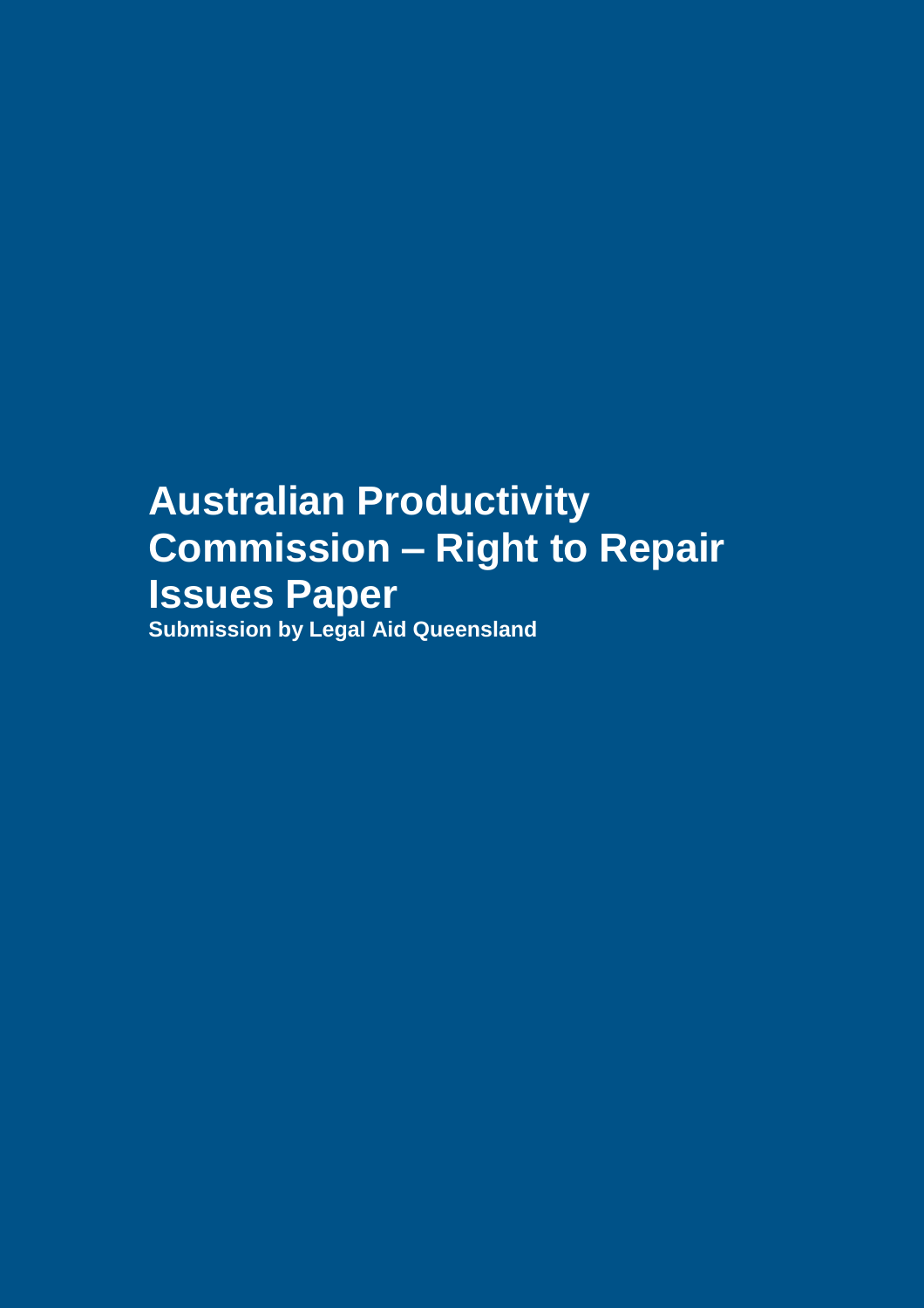# Australian Productivity Commission – Right to Repair Issues Paper

**Submission by Legal Aid Queensland**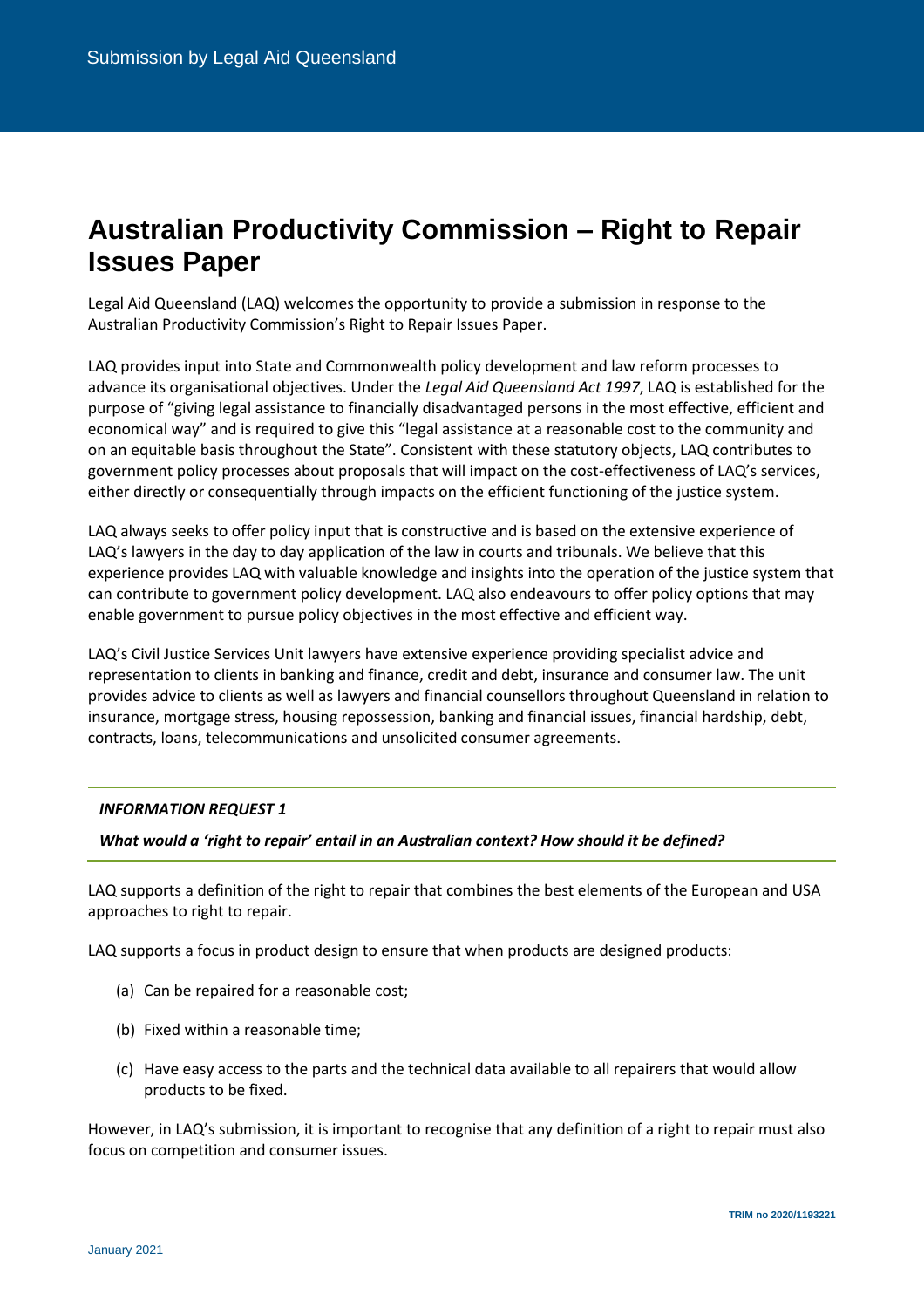# Australian Productivity Commission – Right to Repair Issues Paper

Legal Aid Queensland (LAQ) welcomes the opportunity to provide a submission in response to the Australian Productivity Commission's Right to Repair Issues Paper.

LAQ provides input into State and Commonwealth policy development and law reform processes to advance its organisational objectives. Under the *Legal Aid Queensland Act 1997*, LAQ is established for the purpose of "giving legal assistance to financially disadvantaged persons in the most effective, efficient and economical way" and is required to give this "legal assistance at a reasonable cost to the community and on an equitable basis throughout the State". Consistent with these statutory objects, LAQ contributes to government policy processes about proposals that will impact on the cost-effectiveness of LAQ's services, either directly or consequentially through impacts on the efficient functioning of the justice system.

LAQ always seeks to offer policy input that is constructive and is based on the extensive experience of LAQ's lawyers in the day to day application of the law in courts and tribunals. We believe that this experience provides LAQ with valuable knowledge and insights into the operation of the justice system that can contribute to government policy development. LAQ also endeavours to offer policy options that may enable government to pursue policy objectives in the most effective and efficient way.

LAQ's Civil Justice Services Unit lawyers have extensive experience providing specialist advice and representation to clients in banking and finance, credit and debt, insurance and consumer law. The unit provides advice to clients as well as lawyers and financial counsellors throughout Queensland in relation to insurance, mortgage stress, housing repossession, banking and financial issues, financial hardship, debt, contracts, loans, telecommunications and unsolicited consumer agreements.

---

***INFORMATION REQUEST 1***

***What would a 'right to repair' entail in an Australian context? How should it be defined?***

---

LAQ supports a definition of the right to repair that combines the best elements of the European and USA approaches to right to repair.

LAQ supports a focus in product design to ensure that when products are designed products:

(a) Can be repaired for a reasonable cost;

(b) Fixed within a reasonable time;

(c) Have easy access to the parts and the technical data available to all repairers that would allow products to be fixed.

However, in LAQ's submission, it is important to recognise that any definition of a right to repair must also focus on competition and consumer issues.

TRIM no 2020/1193221

January 2021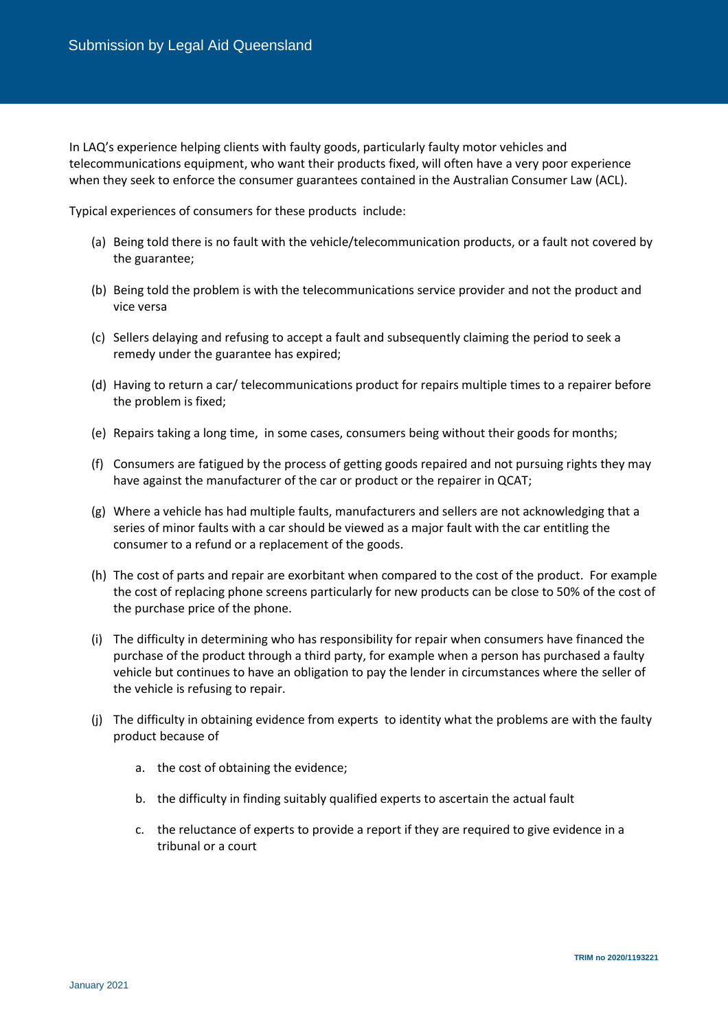In LAQ's experience helping clients with faulty goods, particularly faulty motor vehicles and telecommunications equipment, who want their products fixed, will often have a very poor experience when they seek to enforce the consumer guarantees contained in the Australian Consumer Law (ACL).

Typical experiences of consumers for these products include:

(a) Being told there is no fault with the vehicle/telecommunication products, or a fault not covered by the guarantee;

(b) Being told the problem is with the telecommunications service provider and not the product and vice versa

(c) Sellers delaying and refusing to accept a fault and subsequently claiming the period to seek a remedy under the guarantee has expired;

(d) Having to return a car/ telecommunications product for repairs multiple times to a repairer before the problem is fixed;

(e) Repairs taking a long time, in some cases, consumers being without their goods for months;

(f) Consumers are fatigued by the process of getting goods repaired and not pursuing rights they may have against the manufacturer of the car or product or the repairer in QCAT;

(g) Where a vehicle has had multiple faults, manufacturers and sellers are not acknowledging that a series of minor faults with a car should be viewed as a major fault with the car entitling the consumer to a refund or a replacement of the goods.

(h) The cost of parts and repair are exorbitant when compared to the cost of the product. For example the cost of replacing phone screens particularly for new products can be close to 50% of the cost of the purchase price of the phone.

(i) The difficulty in determining who has responsibility for repair when consumers have financed the purchase of the product through a third party, for example when a person has purchased a faulty vehicle but continues to have an obligation to pay the lender in circumstances where the seller of the vehicle is refusing to repair.

(j) The difficulty in obtaining evidence from experts to identity what the problems are with the faulty product because of

   a. the cost of obtaining the evidence;

   b. the difficulty in finding suitably qualified experts to ascertain the actual fault

   c. the reluctance of experts to provide a report if they are required to give evidence in a tribunal or a court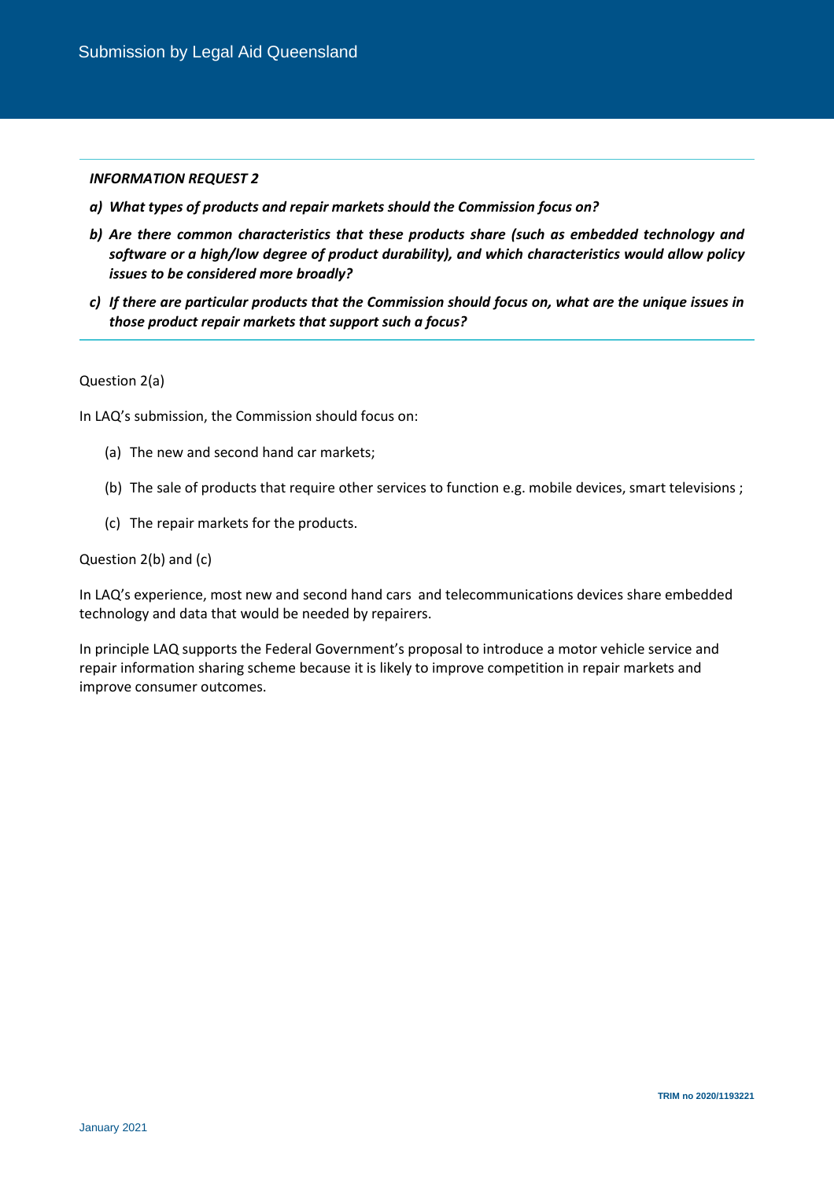***INFORMATION REQUEST 2***

***a) What types of products and repair markets should the Commission focus on?***

***b) Are there common characteristics that these products share (such as embedded technology and software or a high/low degree of product durability), and which characteristics would allow policy issues to be considered more broadly?***

***c) If there are particular products that the Commission should focus on, what are the unique issues in those product repair markets that support such a focus?***

Question 2(a)

In LAQ's submission, the Commission should focus on:

(a) The new and second hand car markets;

(b) The sale of products that require other services to function e.g. mobile devices, smart televisions ;

(c) The repair markets for the products.

Question 2(b) and (c)

In LAQ's experience, most new and second hand cars and telecommunications devices share embedded technology and data that would be needed by repairers.

In principle LAQ supports the Federal Government's proposal to introduce a motor vehicle service and repair information sharing scheme because it is likely to improve competition in repair markets and improve consumer outcomes.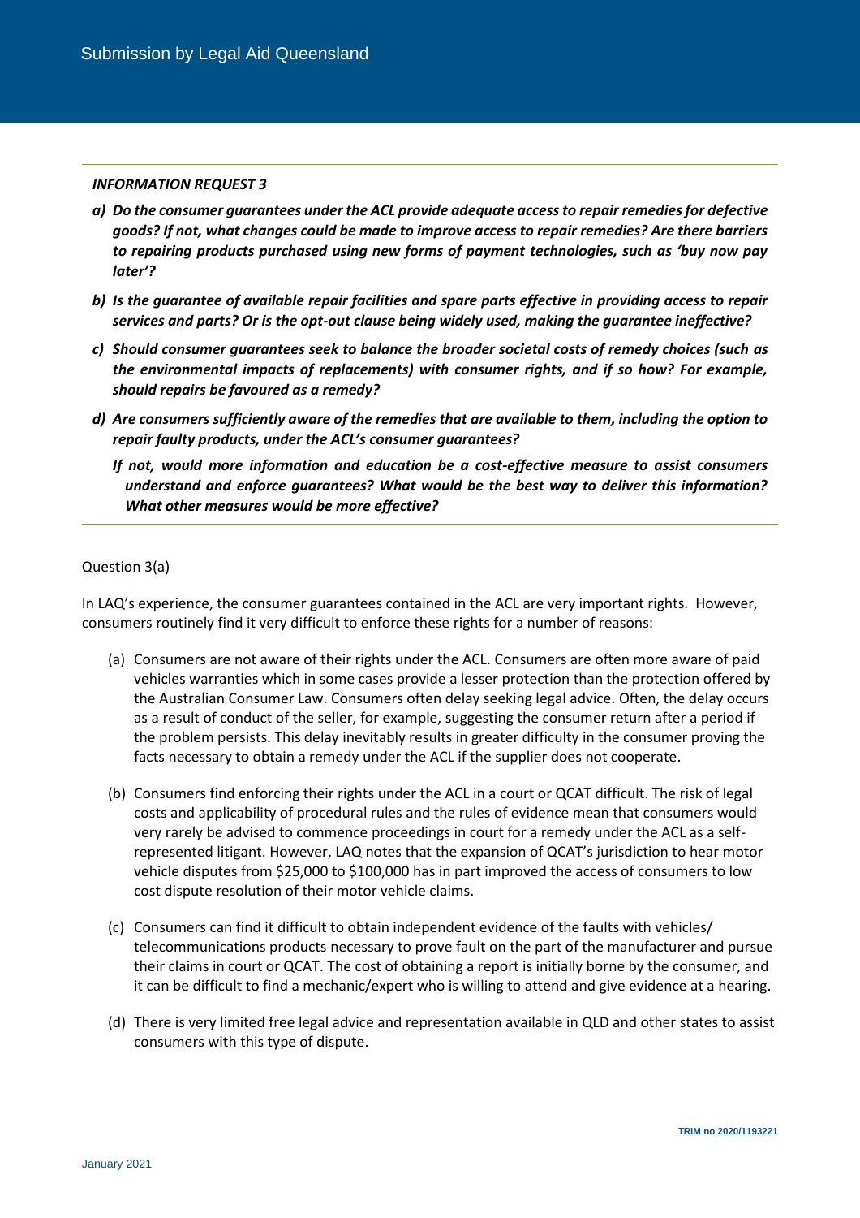*INFORMATION REQUEST 3*

***a) Do the consumer guarantees under the ACL provide adequate access to repair remedies for defective goods? If not, what changes could be made to improve access to repair remedies? Are there barriers to repairing products purchased using new forms of payment technologies, such as 'buy now pay later'?***

***b) Is the guarantee of available repair facilities and spare parts effective in providing access to repair services and parts? Or is the opt-out clause being widely used, making the guarantee ineffective?***

***c) Should consumer guarantees seek to balance the broader societal costs of remedy choices (such as the environmental impacts of replacements) with consumer rights, and if so how? For example, should repairs be favoured as a remedy?***

***d) Are consumers sufficiently aware of the remedies that are available to them, including the option to repair faulty products, under the ACL's consumer guarantees?***

***If not, would more information and education be a cost-effective measure to assist consumers understand and enforce guarantees? What would be the best way to deliver this information? What other measures would be more effective?***

Question 3(a)

In LAQ's experience, the consumer guarantees contained in the ACL are very important rights. However, consumers routinely find it very difficult to enforce these rights for a number of reasons:

(a) Consumers are not aware of their rights under the ACL. Consumers are often more aware of paid vehicles warranties which in some cases provide a lesser protection than the protection offered by the Australian Consumer Law. Consumers often delay seeking legal advice. Often, the delay occurs as a result of conduct of the seller, for example, suggesting the consumer return after a period if the problem persists. This delay inevitably results in greater difficulty in the consumer proving the facts necessary to obtain a remedy under the ACL if the supplier does not cooperate.

(b) Consumers find enforcing their rights under the ACL in a court or QCAT difficult. The risk of legal costs and applicability of procedural rules and the rules of evidence mean that consumers would very rarely be advised to commence proceedings in court for a remedy under the ACL as a self-represented litigant. However, LAQ notes that the expansion of QCAT's jurisdiction to hear motor vehicle disputes from $25,000 to $100,000 has in part improved the access of consumers to low cost dispute resolution of their motor vehicle claims.

(c) Consumers can find it difficult to obtain independent evidence of the faults with vehicles/ telecommunications products necessary to prove fault on the part of the manufacturer and pursue their claims in court or QCAT. The cost of obtaining a report is initially borne by the consumer, and it can be difficult to find a mechanic/expert who is willing to attend and give evidence at a hearing.

(d) There is very limited free legal advice and representation available in QLD and other states to assist consumers with this type of dispute.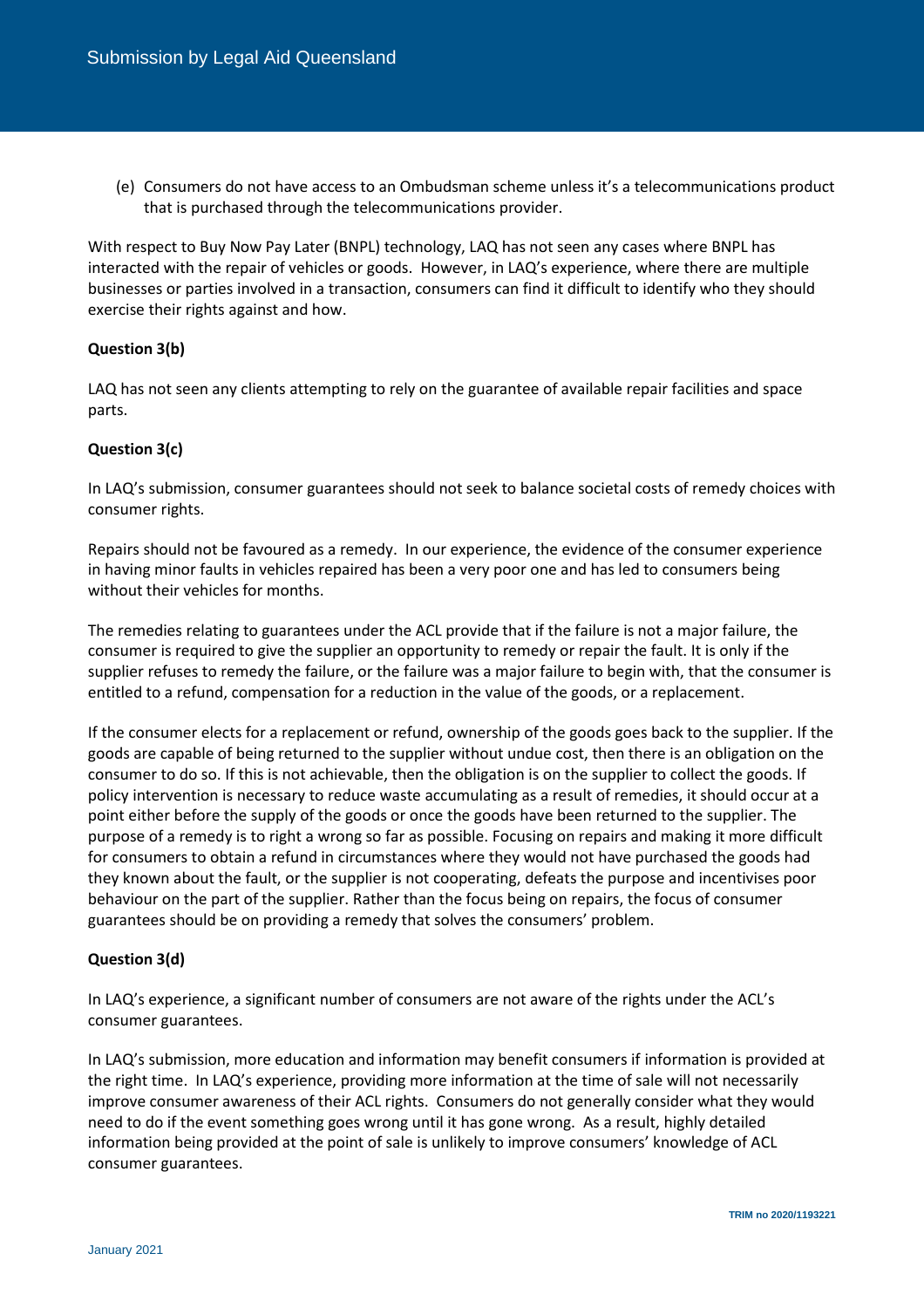(e) Consumers do not have access to an Ombudsman scheme unless it's a telecommunications product that is purchased through the telecommunications provider.

With respect to Buy Now Pay Later (BNPL) technology, LAQ has not seen any cases where BNPL has interacted with the repair of vehicles or goods. However, in LAQ's experience, where there are multiple businesses or parties involved in a transaction, consumers can find it difficult to identify who they should exercise their rights against and how.

**Question 3(b)**

LAQ has not seen any clients attempting to rely on the guarantee of available repair facilities and space parts.

**Question 3(c)**

In LAQ's submission, consumer guarantees should not seek to balance societal costs of remedy choices with consumer rights.

Repairs should not be favoured as a remedy. In our experience, the evidence of the consumer experience in having minor faults in vehicles repaired has been a very poor one and has led to consumers being without their vehicles for months.

The remedies relating to guarantees under the ACL provide that if the failure is not a major failure, the consumer is required to give the supplier an opportunity to remedy or repair the fault. It is only if the supplier refuses to remedy the failure, or the failure was a major failure to begin with, that the consumer is entitled to a refund, compensation for a reduction in the value of the goods, or a replacement.

If the consumer elects for a replacement or refund, ownership of the goods goes back to the supplier. If the goods are capable of being returned to the supplier without undue cost, then there is an obligation on the consumer to do so. If this is not achievable, then the obligation is on the supplier to collect the goods. If policy intervention is necessary to reduce waste accumulating as a result of remedies, it should occur at a point either before the supply of the goods or once the goods have been returned to the supplier. The purpose of a remedy is to right a wrong so far as possible. Focusing on repairs and making it more difficult for consumers to obtain a refund in circumstances where they would not have purchased the goods had they known about the fault, or the supplier is not cooperating, defeats the purpose and incentivises poor behaviour on the part of the supplier. Rather than the focus being on repairs, the focus of consumer guarantees should be on providing a remedy that solves the consumers' problem.

**Question 3(d)**

In LAQ's experience, a significant number of consumers are not aware of the rights under the ACL's consumer guarantees.

In LAQ's submission, more education and information may benefit consumers if information is provided at the right time. In LAQ's experience, providing more information at the time of sale will not necessarily improve consumer awareness of their ACL rights. Consumers do not generally consider what they would need to do if the event something goes wrong until it has gone wrong. As a result, highly detailed information being provided at the point of sale is unlikely to improve consumers' knowledge of ACL consumer guarantees.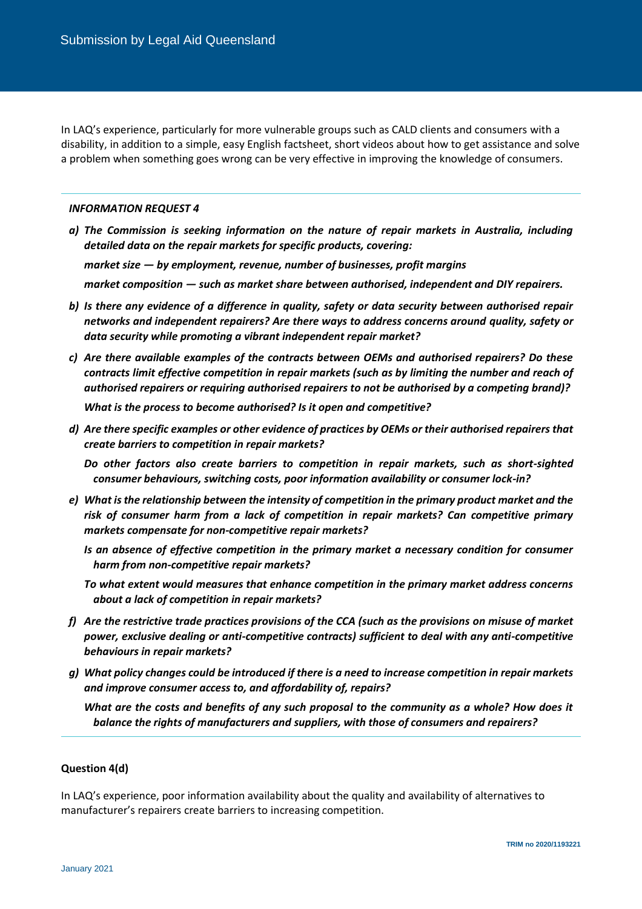In LAQ's experience, particularly for more vulnerable groups such as CALD clients and consumers with a disability, in addition to a simple, easy English factsheet, short videos about how to get assistance and solve a problem when something goes wrong can be very effective in improving the knowledge of consumers.

---

***INFORMATION REQUEST 4***

***a) The Commission is seeking information on the nature of repair markets in Australia, including detailed data on the repair markets for specific products, covering:***

***market size — by employment, revenue, number of businesses, profit margins***

***market composition — such as market share between authorised, independent and DIY repairers.***

***b) Is there any evidence of a difference in quality, safety or data security between authorised repair networks and independent repairers? Are there ways to address concerns around quality, safety or data security while promoting a vibrant independent repair market?***

***c) Are there available examples of the contracts between OEMs and authorised repairers? Do these contracts limit effective competition in repair markets (such as by limiting the number and reach of authorised repairers or requiring authorised repairers to not be authorised by a competing brand)?***

***What is the process to become authorised? Is it open and competitive?***

***d) Are there specific examples or other evidence of practices by OEMs or their authorised repairers that create barriers to competition in repair markets?***

***Do other factors also create barriers to competition in repair markets, such as short-sighted consumer behaviours, switching costs, poor information availability or consumer lock-in?***

***e) What is the relationship between the intensity of competition in the primary product market and the risk of consumer harm from a lack of competition in repair markets? Can competitive primary markets compensate for non-competitive repair markets?***

***Is an absence of effective competition in the primary market a necessary condition for consumer harm from non-competitive repair markets?***

***To what extent would measures that enhance competition in the primary market address concerns about a lack of competition in repair markets?***

***f) Are the restrictive trade practices provisions of the CCA (such as the provisions on misuse of market power, exclusive dealing or anti-competitive contracts) sufficient to deal with any anti-competitive behaviours in repair markets?***

***g) What policy changes could be introduced if there is a need to increase competition in repair markets and improve consumer access to, and affordability of, repairs?***

***What are the costs and benefits of any such proposal to the community as a whole? How does it balance the rights of manufacturers and suppliers, with those of consumers and repairers?***

---

**Question 4(d)**

In LAQ's experience, poor information availability about the quality and availability of alternatives to manufacturer's repairers create barriers to increasing competition.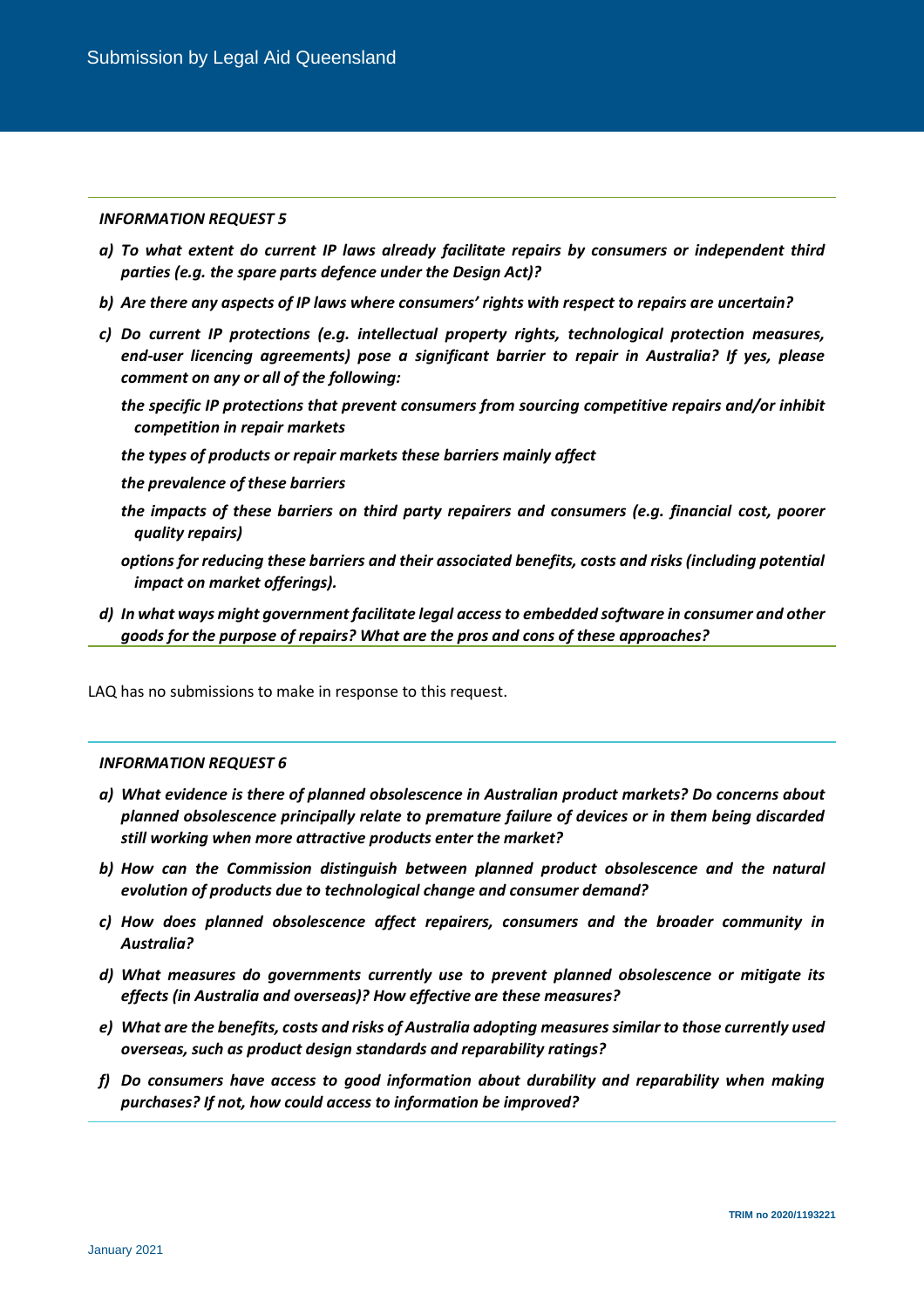*INFORMATION REQUEST 5*

***a) To what extent do current IP laws already facilitate repairs by consumers or independent third parties (e.g. the spare parts defence under the Design Act)?***

***b) Are there any aspects of IP laws where consumers' rights with respect to repairs are uncertain?***

***c) Do current IP protections (e.g. intellectual property rights, technological protection measures, end-user licencing agreements) pose a significant barrier to repair in Australia? If yes, please comment on any or all of the following:***

***the specific IP protections that prevent consumers from sourcing competitive repairs and/or inhibit competition in repair markets***

***the types of products or repair markets these barriers mainly affect***

***the prevalence of these barriers***

***the impacts of these barriers on third party repairers and consumers (e.g. financial cost, poorer quality repairs)***

***options for reducing these barriers and their associated benefits, costs and risks (including potential impact on market offerings).***

***d) In what ways might government facilitate legal access to embedded software in consumer and other goods for the purpose of repairs? What are the pros and cons of these approaches?***

LAQ has no submissions to make in response to this request.

*INFORMATION REQUEST 6*

***a) What evidence is there of planned obsolescence in Australian product markets? Do concerns about planned obsolescence principally relate to premature failure of devices or in them being discarded still working when more attractive products enter the market?***

***b) How can the Commission distinguish between planned product obsolescence and the natural evolution of products due to technological change and consumer demand?***

***c) How does planned obsolescence affect repairers, consumers and the broader community in Australia?***

***d) What measures do governments currently use to prevent planned obsolescence or mitigate its effects (in Australia and overseas)? How effective are these measures?***

***e) What are the benefits, costs and risks of Australia adopting measures similar to those currently used overseas, such as product design standards and reparability ratings?***

***f) Do consumers have access to good information about durability and reparability when making purchases? If not, how could access to information be improved?***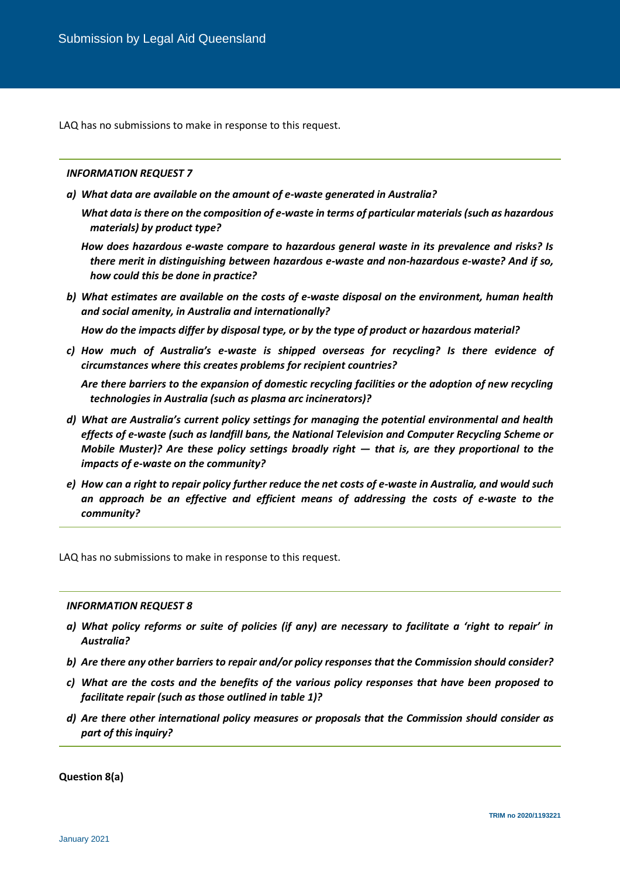LAQ has no submissions to make in response to this request.

---

***INFORMATION REQUEST 7***

***a) What data are available on the amount of e-waste generated in Australia?***

***What data is there on the composition of e-waste in terms of particular materials (such as hazardous materials) by product type?***

***How does hazardous e-waste compare to hazardous general waste in its prevalence and risks? Is there merit in distinguishing between hazardous e-waste and non-hazardous e-waste? And if so, how could this be done in practice?***

***b) What estimates are available on the costs of e-waste disposal on the environment, human health and social amenity, in Australia and internationally?***

***How do the impacts differ by disposal type, or by the type of product or hazardous material?***

***c) How much of Australia's e-waste is shipped overseas for recycling? Is there evidence of circumstances where this creates problems for recipient countries?***

***Are there barriers to the expansion of domestic recycling facilities or the adoption of new recycling technologies in Australia (such as plasma arc incinerators)?***

***d) What are Australia's current policy settings for managing the potential environmental and health effects of e-waste (such as landfill bans, the National Television and Computer Recycling Scheme or Mobile Muster)? Are these policy settings broadly right — that is, are they proportional to the impacts of e-waste on the community?***

***e) How can a right to repair policy further reduce the net costs of e-waste in Australia, and would such an approach be an effective and efficient means of addressing the costs of e-waste to the community?***

---

LAQ has no submissions to make in response to this request.

---

***INFORMATION REQUEST 8***

***a) What policy reforms or suite of policies (if any) are necessary to facilitate a 'right to repair' in Australia?***

***b) Are there any other barriers to repair and/or policy responses that the Commission should consider?***

***c) What are the costs and the benefits of the various policy responses that have been proposed to facilitate repair (such as those outlined in table 1)?***

***d) Are there other international policy measures or proposals that the Commission should consider as part of this inquiry?***

---

**Question 8(a)**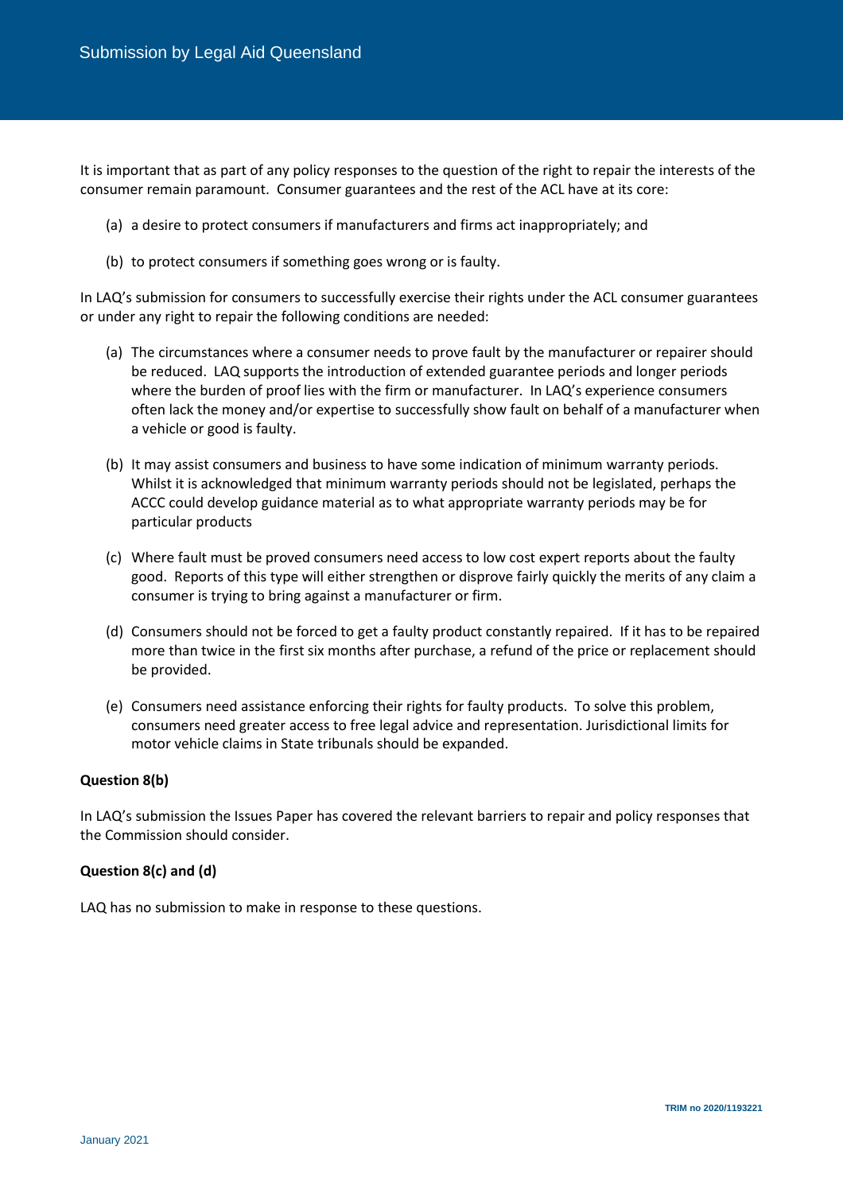It is important that as part of any policy responses to the question of the right to repair the interests of the consumer remain paramount. Consumer guarantees and the rest of the ACL have at its core:

(a) a desire to protect consumers if manufacturers and firms act inappropriately; and

(b) to protect consumers if something goes wrong or is faulty.

In LAQ's submission for consumers to successfully exercise their rights under the ACL consumer guarantees or under any right to repair the following conditions are needed:

(a) The circumstances where a consumer needs to prove fault by the manufacturer or repairer should be reduced. LAQ supports the introduction of extended guarantee periods and longer periods where the burden of proof lies with the firm or manufacturer. In LAQ's experience consumers often lack the money and/or expertise to successfully show fault on behalf of a manufacturer when a vehicle or good is faulty.

(b) It may assist consumers and business to have some indication of minimum warranty periods. Whilst it is acknowledged that minimum warranty periods should not be legislated, perhaps the ACCC could develop guidance material as to what appropriate warranty periods may be for particular products

(c) Where fault must be proved consumers need access to low cost expert reports about the faulty good. Reports of this type will either strengthen or disprove fairly quickly the merits of any claim a consumer is trying to bring against a manufacturer or firm.

(d) Consumers should not be forced to get a faulty product constantly repaired. If it has to be repaired more than twice in the first six months after purchase, a refund of the price or replacement should be provided.

(e) Consumers need assistance enforcing their rights for faulty products. To solve this problem, consumers need greater access to free legal advice and representation. Jurisdictional limits for motor vehicle claims in State tribunals should be expanded.

**Question 8(b)**

In LAQ's submission the Issues Paper has covered the relevant barriers to repair and policy responses that the Commission should consider.

**Question 8(c) and (d)**

LAQ has no submission to make in response to these questions.

TRIM no 2020/1193221